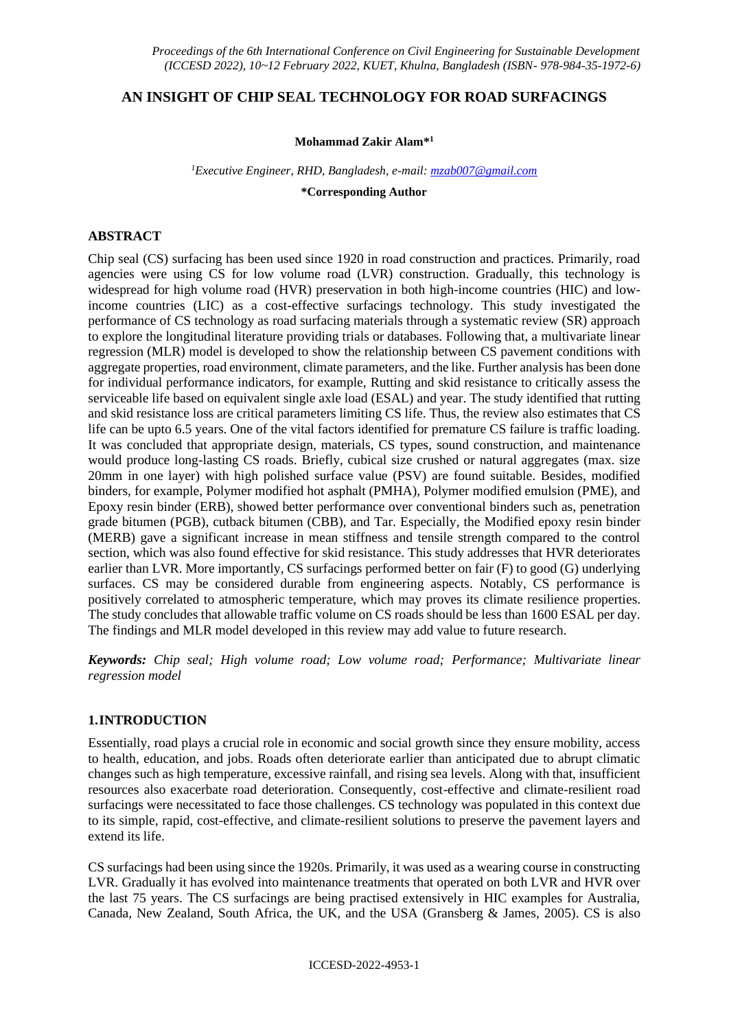# AN INSIGHT OF CHIP SEAL TECHNOLOGY FOR ROAD SURFACINGS

**Mohammad Zakir Alam*[1]**

*[1]Executive Engineer, RHD, Bangladesh, e-mail: mzab007@gmail.com*

**\*Corresponding Author**

## ABSTRACT

Chip seal (CS) surfacing has been used since 1920 in road construction and practices. Primarily, road agencies were using CS for low volume road (LVR) construction. Gradually, this technology is widespread for high volume road (HVR) preservation in both high-income countries (HIC) and low-income countries (LIC) as a cost-effective surfacings technology. This study investigated the performance of CS technology as road surfacing materials through a systematic review (SR) approach to explore the longitudinal literature providing trials or databases. Following that, a multivariate linear regression (MLR) model is developed to show the relationship between CS pavement conditions with aggregate properties, road environment, climate parameters, and the like. Further analysis has been done for individual performance indicators, for example, Rutting and skid resistance to critically assess the serviceable life based on equivalent single axle load (ESAL) and year. The study identified that rutting and skid resistance loss are critical parameters limiting CS life. Thus, the review also estimates that CS life can be upto 6.5 years. One of the vital factors identified for premature CS failure is traffic loading. It was concluded that appropriate design, materials, CS types, sound construction, and maintenance would produce long-lasting CS roads. Briefly, cubical size crushed or natural aggregates (max. size 20mm in one layer) with high polished surface value (PSV) are found suitable. Besides, modified binders, for example, Polymer modified hot asphalt (PMHA), Polymer modified emulsion (PME), and Epoxy resin binder (ERB), showed better performance over conventional binders such as, penetration grade bitumen (PGB), cutback bitumen (CBB), and Tar. Especially, the Modified epoxy resin binder (MERB) gave a significant increase in mean stiffness and tensile strength compared to the control section, which was also found effective for skid resistance. This study addresses that HVR deteriorates earlier than LVR. More importantly, CS surfacings performed better on fair (F) to good (G) underlying surfaces. CS may be considered durable from engineering aspects. Notably, CS performance is positively correlated to atmospheric temperature, which may proves its climate resilience properties. The study concludes that allowable traffic volume on CS roads should be less than 1600 ESAL per day. The findings and MLR model developed in this review may add value to future research.

***Keywords:*** *Chip seal; High volume road; Low volume road; Performance; Multivariate linear regression model*

## 1. INTRODUCTION

Essentially, road plays a crucial role in economic and social growth since they ensure mobility, access to health, education, and jobs. Roads often deteriorate earlier than anticipated due to abrupt climatic changes such as high temperature, excessive rainfall, and rising sea levels. Along with that, insufficient resources also exacerbate road deterioration. Consequently, cost-effective and climate-resilient road surfacings were necessitated to face those challenges. CS technology was populated in this context due to its simple, rapid, cost-effective, and climate-resilient solutions to preserve the pavement layers and extend its life.

CS surfacings had been using since the 1920s. Primarily, it was used as a wearing course in constructing LVR. Gradually it has evolved into maintenance treatments that operated on both LVR and HVR over the last 75 years. The CS surfacings are being practised extensively in HIC examples for Australia, Canada, New Zealand, South Africa, the UK, and the USA (Gransberg & James, 2005). CS is also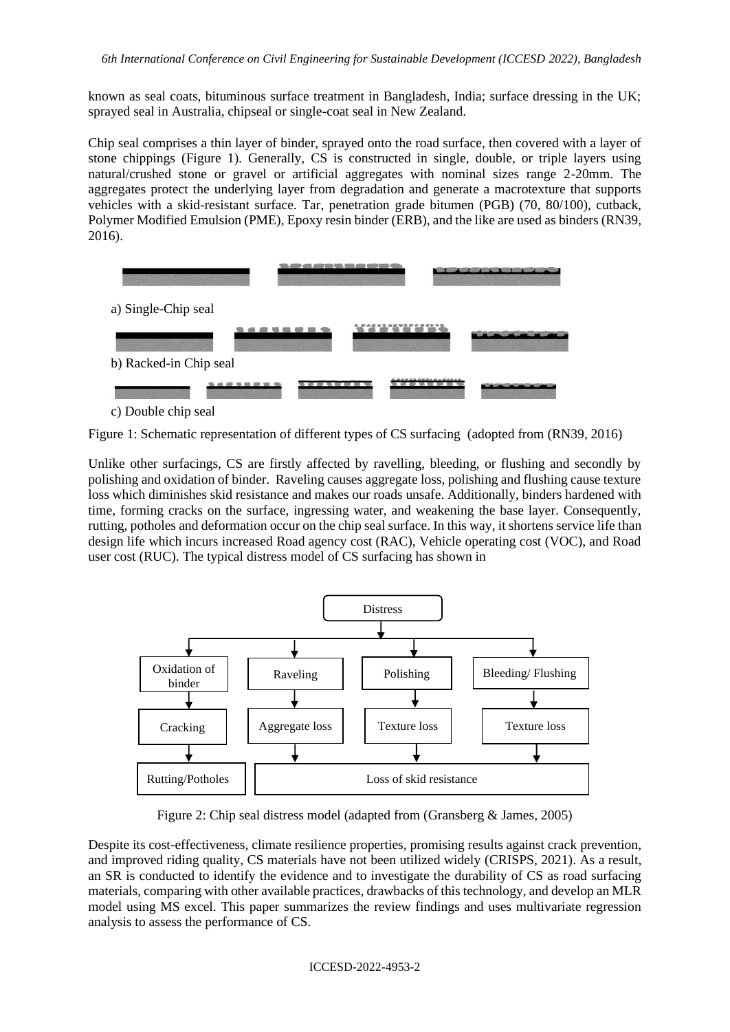known as seal coats, bituminous surface treatment in Bangladesh, India; surface dressing in the UK; sprayed seal in Australia, chipseal or single-coat seal in New Zealand.

Chip seal comprises a thin layer of binder, sprayed onto the road surface, then covered with a layer of stone chippings (Figure 1). Generally, CS is constructed in single, double, or triple layers using natural/crushed stone or gravel or artificial aggregates with nominal sizes range 2-20mm. The aggregates protect the underlying layer from degradation and generate a macrotexture that supports vehicles with a skid-resistant surface. Tar, penetration grade bitumen (PGB) (70, 80/100), cutback, Polymer Modified Emulsion (PME), Epoxy resin binder (ERB), and the like are used as binders (RN39, 2016).

a) Single-Chip seal

b) Racked-in Chip seal

c) Double chip seal

Figure 1: Schematic representation of different types of CS surfacing (adopted from (RN39, 2016)

Unlike other surfacings, CS are firstly affected by ravelling, bleeding, or flushing and secondly by polishing and oxidation of binder. Raveling causes aggregate loss, polishing and flushing cause texture loss which diminishes skid resistance and makes our roads unsafe. Additionally, binders hardened with time, forming cracks on the surface, ingressing water, and weakening the base layer. Consequently, rutting, potholes and deformation occur on the chip seal surface. In this way, it shortens service life than design life which incurs increased Road agency cost (RAC), Vehicle operating cost (VOC), and Road user cost (RUC). The typical distress model of CS surfacing has shown in

Distress

Oxidation of binder → Cracking → Rutting/Potholes

Raveling → Aggregate loss → Loss of skid resistance

Polishing → Texture loss → Loss of skid resistance

Bleeding/ Flushing → Texture loss → Loss of skid resistance

Figure 2: Chip seal distress model (adapted from (Gransberg & James, 2005)

Despite its cost-effectiveness, climate resilience properties, promising results against crack prevention, and improved riding quality, CS materials have not been utilized widely (CRISPS, 2021). As a result, an SR is conducted to identify the evidence and to investigate the durability of CS as road surfacing materials, comparing with other available practices, drawbacks of this technology, and develop an MLR model using MS excel. This paper summarizes the review findings and uses multivariate regression analysis to assess the performance of CS.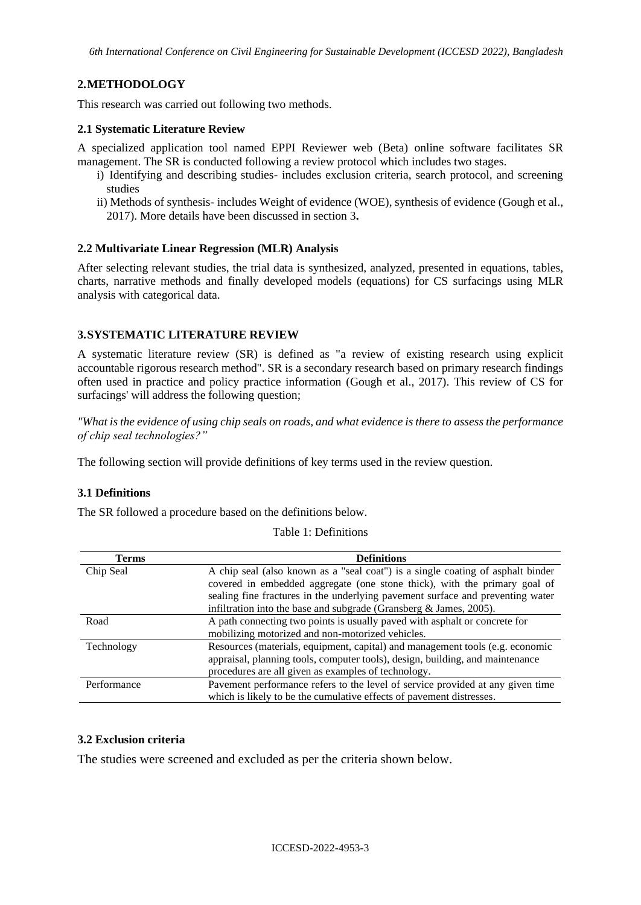## 2. METHODOLOGY

This research was carried out following two methods.

### 2.1 Systematic Literature Review

A specialized application tool named EPPI Reviewer web (Beta) online software facilitates SR management. The SR is conducted following a review protocol which includes two stages.

i) Identifying and describing studies- includes exclusion criteria, search protocol, and screening studies

ii) Methods of synthesis- includes Weight of evidence (WOE), synthesis of evidence (Gough et al., 2017). More details have been discussed in section 3**.**

### 2.2 Multivariate Linear Regression (MLR) Analysis

After selecting relevant studies, the trial data is synthesized, analyzed, presented in equations, tables, charts, narrative methods and finally developed models (equations) for CS surfacings using MLR analysis with categorical data.

## 3. SYSTEMATIC LITERATURE REVIEW

A systematic literature review (SR) is defined as "a review of existing research using explicit accountable rigorous research method". SR is a secondary research based on primary research findings often used in practice and policy practice information (Gough et al., 2017). This review of CS for surfacings' will address the following question;

*"What is the evidence of using chip seals on roads, and what evidence is there to assess the performance of chip seal technologies?"*

The following section will provide definitions of key terms used in the review question.

### 3.1 Definitions

The SR followed a procedure based on the definitions below.

Table 1: Definitions

| Terms | Definitions |
|---|---|
| Chip Seal | A chip seal (also known as a "seal coat") is a single coating of asphalt binder covered in embedded aggregate (one stone thick), with the primary goal of sealing fine fractures in the underlying pavement surface and preventing water infiltration into the base and subgrade (Gransberg & James, 2005). |
| Road | A path connecting two points is usually paved with asphalt or concrete for mobilizing motorized and non-motorized vehicles. |
| Technology | Resources (materials, equipment, capital) and management tools (e.g. economic appraisal, planning tools, computer tools), design, building, and maintenance procedures are all given as examples of technology. |
| Performance | Pavement performance refers to the level of service provided at any given time which is likely to be the cumulative effects of pavement distresses. |

### 3.2 Exclusion criteria

The studies were screened and excluded as per the criteria shown below.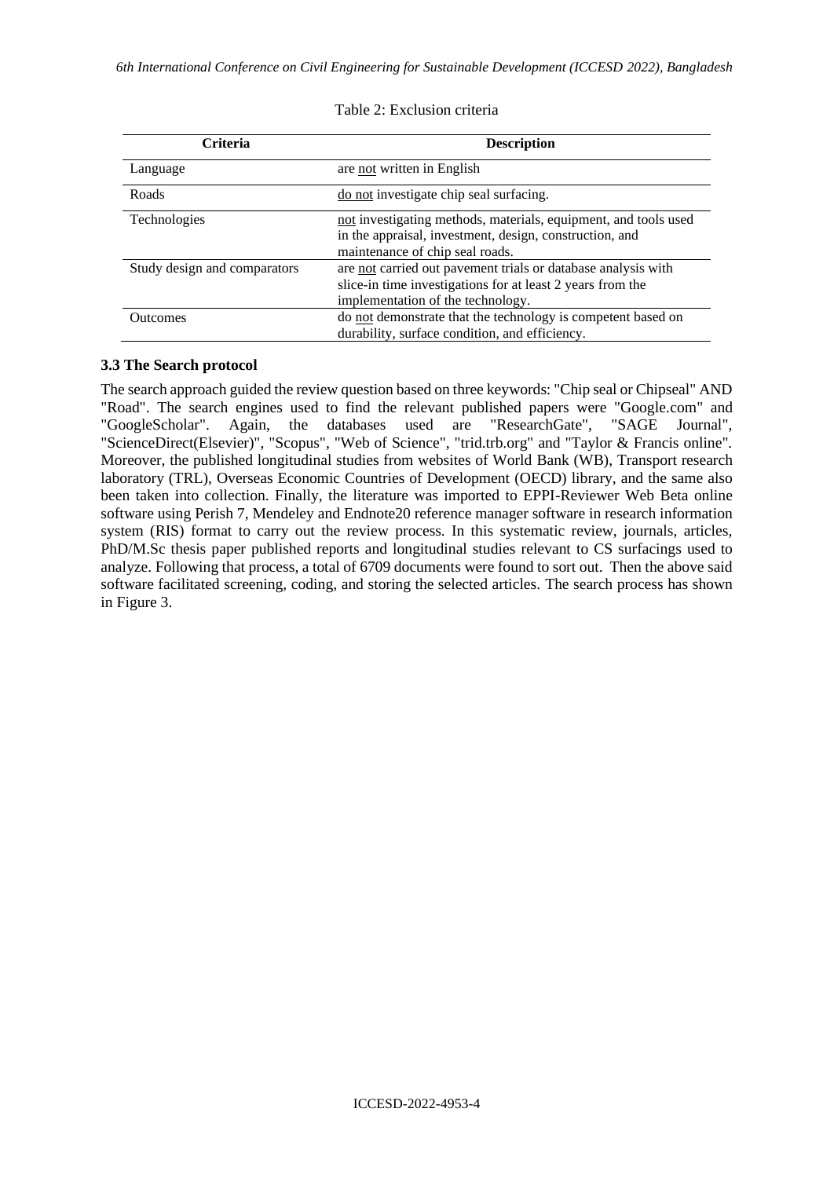Table 2: Exclusion criteria

| Criteria | Description |
|---|---|
| Language | are not written in English |
| Roads | do not investigate chip seal surfacing. |
| Technologies | not investigating methods, materials, equipment, and tools used in the appraisal, investment, design, construction, and maintenance of chip seal roads. |
| Study design and comparators | are not carried out pavement trials or database analysis with slice-in time investigations for at least 2 years from the implementation of the technology. |
| Outcomes | do not demonstrate that the technology is competent based on durability, surface condition, and efficiency. |

### 3.3 The Search protocol

The search approach guided the review question based on three keywords: "Chip seal or Chipseal" AND "Road". The search engines used to find the relevant published papers were "Google.com" and "GoogleScholar". Again, the databases used are "ResearchGate", "SAGE Journal", "ScienceDirect(Elsevier)", "Scopus", "Web of Science", "trid.trb.org" and "Taylor & Francis online". Moreover, the published longitudinal studies from websites of World Bank (WB), Transport research laboratory (TRL), Overseas Economic Countries of Development (OECD) library, and the same also been taken into collection. Finally, the literature was imported to EPPI-Reviewer Web Beta online software using Perish 7, Mendeley and Endnote20 reference manager software in research information system (RIS) format to carry out the review process. In this systematic review, journals, articles, PhD/M.Sc thesis paper published reports and longitudinal studies relevant to CS surfacings used to analyze. Following that process, a total of 6709 documents were found to sort out. Then the above said software facilitated screening, coding, and storing the selected articles. The search process has shown in Figure 3.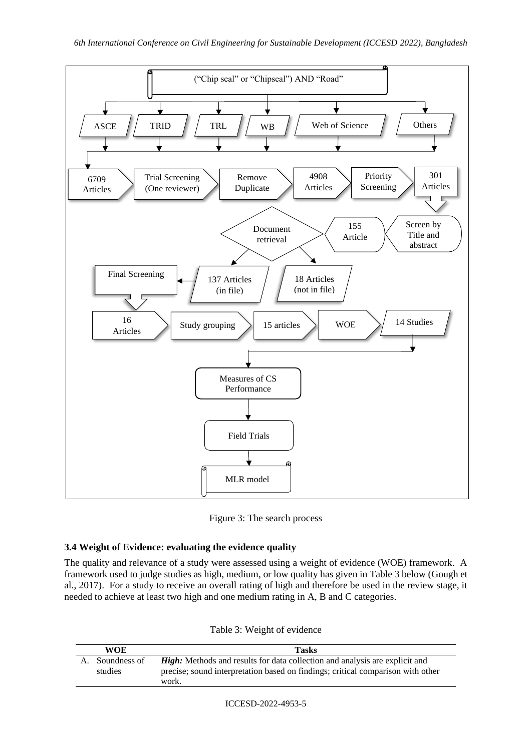Figure 3: The search process

### 3.4 Weight of Evidence: evaluating the evidence quality

The quality and relevance of a study were assessed using a weight of evidence (WOE) framework. A framework used to judge studies as high, medium, or low quality has given in Table 3 below (Gough et al., 2017). For a study to receive an overall rating of high and therefore be used in the review stage, it needed to achieve at least two high and one medium rating in A, B and C categories.

Table 3: Weight of evidence

| WOE | Tasks |
|---|---|
| A. Soundness of studies | ***High:*** Methods and results for data collection and analysis are explicit and precise; sound interpretation based on findings; critical comparison with other work. |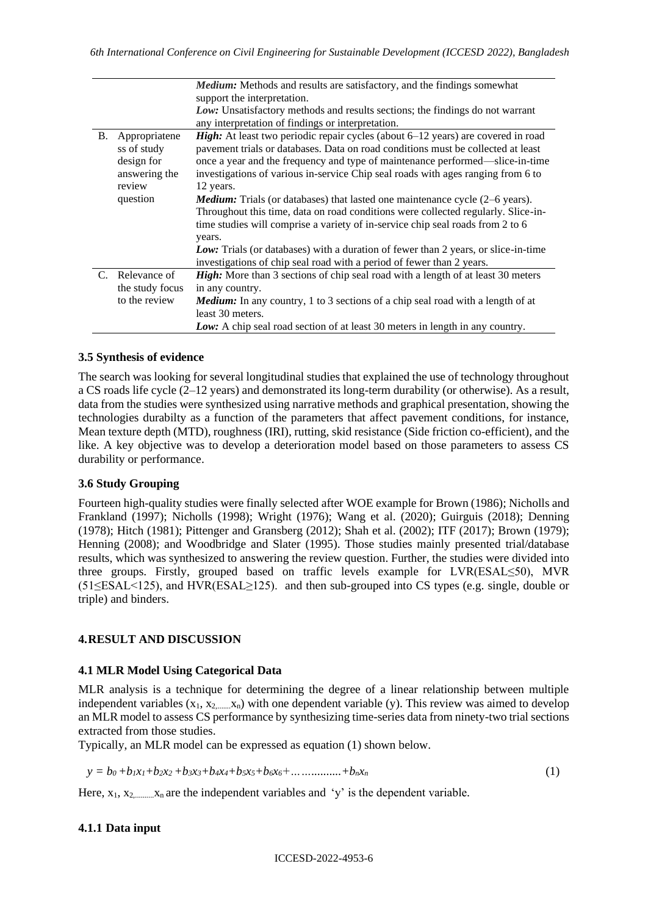| | | |
|---|---|---|
| | | ***Medium:*** Methods and results are satisfactory, and the findings somewhat support the interpretation.<br>***Low:*** Unsatisfactory methods and results sections; the findings do not warrant any interpretation of findings or interpretation. |
| B. | Appropriateness of study design for answering the review question | ***High:*** At least two periodic repair cycles (about 6–12 years) are covered in road pavement trials or databases. Data on road conditions must be collected at least once a year and the frequency and type of maintenance performed—slice-in-time investigations of various in-service Chip seal roads with ages ranging from 6 to 12 years.<br>***Medium:*** Trials (or databases) that lasted one maintenance cycle (2–6 years). Throughout this time, data on road conditions were collected regularly. Slice-in-time studies will comprise a variety of in-service chip seal roads from 2 to 6 years.<br>***Low:*** Trials (or databases) with a duration of fewer than 2 years, or slice-in-time investigations of chip seal road with a period of fewer than 2 years. |
| C. | Relevance of the study focus to the review | ***High:*** More than 3 sections of chip seal road with a length of at least 30 meters in any country.<br>***Medium:*** In any country, 1 to 3 sections of a chip seal road with a length of at least 30 meters.<br>***Low:*** A chip seal road section of at least 30 meters in length in any country. |

### 3.5 Synthesis of evidence

The search was looking for several longitudinal studies that explained the use of technology throughout a CS roads life cycle (2–12 years) and demonstrated its long-term durability (or otherwise). As a result, data from the studies were synthesized using narrative methods and graphical presentation, showing the technologies durabilty as a function of the parameters that affect pavement conditions, for instance, Mean texture depth (MTD), roughness (IRI), rutting, skid resistance (Side friction co-efficient), and the like. A key objective was to develop a deterioration model based on those parameters to assess CS durability or performance.

### 3.6 Study Grouping

Fourteen high-quality studies were finally selected after WOE example for Brown (1986); Nicholls and Frankland (1997); Nicholls (1998); Wright (1976); Wang et al. (2020); Guirguis (2018); Denning (1978); Hitch (1981); Pittenger and Gransberg (2012); Shah et al. (2002); ITF (2017); Brown (1979); Henning (2008); and Woodbridge and Slater (1995). Those studies mainly presented trial/database results, which was synthesized to answering the review question. Further, the studies were divided into three groups. Firstly, grouped based on traffic levels example for LVR(ESAL≤50), MVR (51≤ESAL<125), and HVR(ESAL≥125). and then sub-grouped into CS types (e.g. single, double or triple) and binders.

## 4. RESULT AND DISCUSSION

### 4.1 MLR Model Using Categorical Data

MLR analysis is a technique for determining the degree of a linear relationship between multiple independent variables ($x_1, x_2, \ldots x_n$) with one dependent variable (y). This review was aimed to develop an MLR model to assess CS performance by synthesizing time-series data from ninety-two trial sections extracted from those studies.

Typically, an MLR model can be expressed as equation (1) shown below.

$$y = b_0 + b_1x_1 + b_2x_2 + b_3x_3 + b_4x_4 + b_5x_5 + b_6x_6 + \ldots\ldots\ldots + b_nx_n \tag{1}$$

Here, $x_1, x_2, \ldots x_n$ are the independent variables and 'y' is the dependent variable.

#### 4.1.1 Data input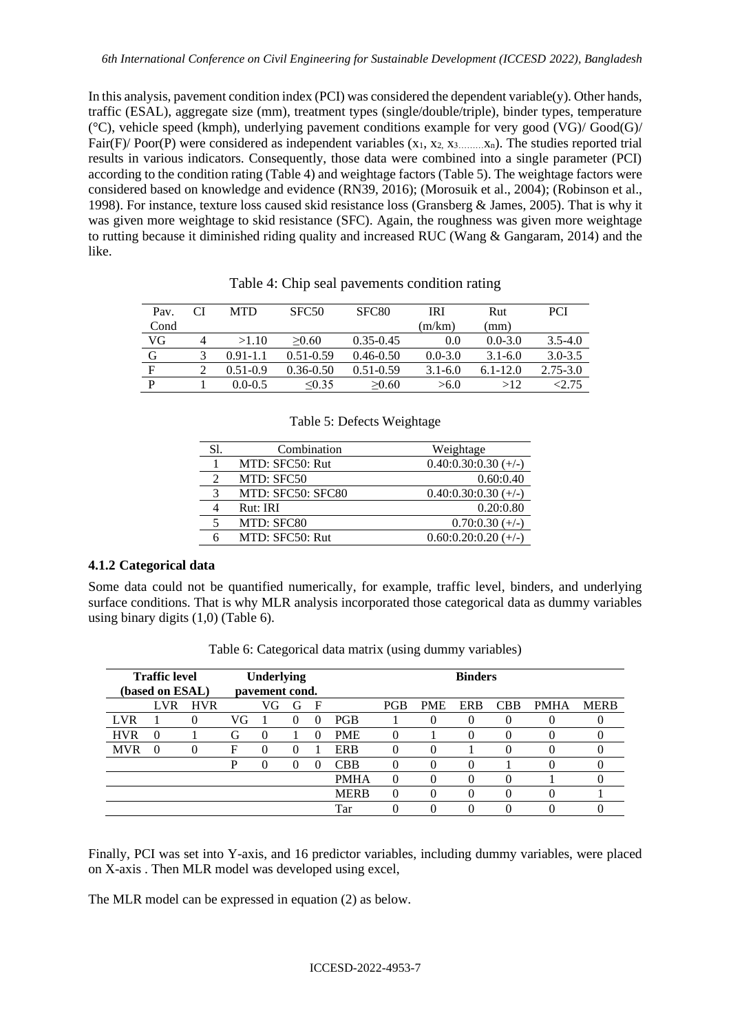In this analysis, pavement condition index (PCI) was considered the dependent variable(y). Other hands, traffic (ESAL), aggregate size (mm), treatment types (single/double/triple), binder types, temperature (°C), vehicle speed (kmph), underlying pavement conditions example for very good (VG)/ Good(G)/ Fair(F)/ Poor(P) were considered as independent variables ($x_1$, $x_2$, $x_3$.........$x_n$). The studies reported trial results in various indicators. Consequently, those data were combined into a single parameter (PCI) according to the condition rating (Table 4) and weightage factors (Table 5). The weightage factors were considered based on knowledge and evidence (RN39, 2016); (Morosuik et al., 2004); (Robinson et al., 1998). For instance, texture loss caused skid resistance loss (Gransberg & James, 2005). That is why it was given more weightage to skid resistance (SFC). Again, the roughness was given more weightage to rutting because it diminished riding quality and increased RUC (Wang & Gangaram, 2014) and the like.

Table 4: Chip seal pavements condition rating

| Pav. Cond | CI | MTD | SFC50 | SFC80 | IRI (m/km) | Rut (mm) | PCI |
|---|---|---|---|---|---|---|---|
| VG | 4 | >1.10 | ≥0.60 | 0.35-0.45 | 0.0 | 0.0-3.0 | 3.5-4.0 |
| G | 3 | 0.91-1.1 | 0.51-0.59 | 0.46-0.50 | 0.0-3.0 | 3.1-6.0 | 3.0-3.5 |
| F | 2 | 0.51-0.9 | 0.36-0.50 | 0.51-0.59 | 3.1-6.0 | 6.1-12.0 | 2.75-3.0 |
| P | 1 | 0.0-0.5 | ≤0.35 | ≥0.60 | >6.0 | >12 | <2.75 |

Table 5: Defects Weightage

| Sl. | Combination | Weightage |
|---|---|---|
| 1 | MTD: SFC50: Rut | 0.40:0.30:0.30 (+/-) |
| 2 | MTD: SFC50 | 0.60:0.40 |
| 3 | MTD: SFC50: SFC80 | 0.40:0.30:0.30 (+/-) |
| 4 | Rut: IRI | 0.20:0.80 |
| 5 | MTD: SFC80 | 0.70:0.30 (+/-) |
| 6 | MTD: SFC50: Rut | 0.60:0.20:0.20 (+/-) |

### 4.1.2 Categorical data

Some data could not be quantified numerically, for example, traffic level, binders, and underlying surface conditions. That is why MLR analysis incorporated those categorical data as dummy variables using binary digits (1,0) (Table 6).

Table 6: Categorical data matrix (using dummy variables)

| **Traffic level (based on ESAL)** | | | **Underlying pavement cond.** | | | | **Binders** | | | | | | |
|---|---|---|---|---|---|---|---|---|---|---|---|---|---|
| | LVR | HVR | | VG | G | F | | PGB | PME | ERB | CBB | PMHA | MERB |
| LVR | 1 | 0 | VG | 1 | 0 | 0 | PGB | 1 | 0 | 0 | 0 | 0 | 0 |
| HVR | 0 | 1 | G | 0 | 1 | 0 | PME | 0 | 1 | 0 | 0 | 0 | 0 |
| MVR | 0 | 0 | F | 0 | 0 | 1 | ERB | 0 | 0 | 1 | 0 | 0 | 0 |
| | | | P | 0 | 0 | 0 | CBB | 0 | 0 | 0 | 1 | 0 | 0 |
| | | | | | | | PMHA | 0 | 0 | 0 | 0 | 1 | 0 |
| | | | | | | | MERB | 0 | 0 | 0 | 0 | 0 | 1 |
| | | | | | | | Tar | 0 | 0 | 0 | 0 | 0 | 0 |

Finally, PCI was set into Y-axis, and 16 predictor variables, including dummy variables, were placed on X-axis . Then MLR model was developed using excel,

The MLR model can be expressed in equation (2) as below.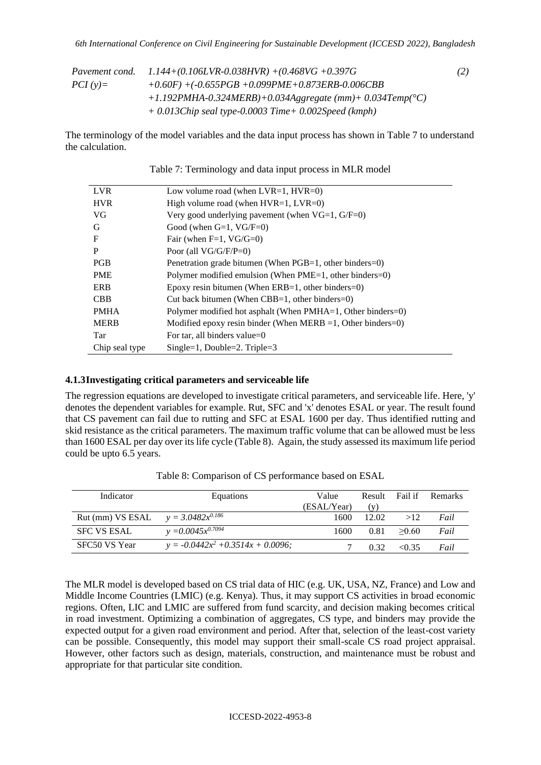$$
\begin{aligned}
\text{Pavement cond. PCI } (y) = \; & 1.144+(0.106LVR-0.038HVR)+(0.468VG+0.397G \\
& +0.60F)+(-0.655PGB+0.099PME+0.873ERB-0.006CBB \\
& +1.192PMHA-0.324MERB)+0.034Aggregate\ (mm)+0.034Temp(°C) \\
& +0.013Chip\ seal\ type-0.0003\ Time+0.002Speed\ (kmph)
\end{aligned} \tag{2}
$$

The terminology of the model variables and the data input process has shown in Table 7 to understand the calculation.

Table 7: Terminology and data input process in MLR model

| | |
|---|---|
| LVR | Low volume road (when LVR=1, HVR=0) |
| HVR | High volume road (when HVR=1, LVR=0) |
| VG | Very good underlying pavement (when VG=1, G/F=0) |
| G | Good (when G=1, VG/F=0) |
| F | Fair (when F=1, VG/G=0) |
| P | Poor (all VG/G/F/P=0) |
| PGB | Penetration grade bitumen (When PGB=1, other binders=0) |
| PME | Polymer modified emulsion (When PME=1, other binders=0) |
| ERB | Epoxy resin bitumen (When ERB=1, other binders=0) |
| CBB | Cut back bitumen (When CBB=1, other binders=0) |
| PMHA | Polymer modified hot asphalt (When PMHA=1, Other binders=0) |
| MERB | Modified epoxy resin binder (When MERB =1, Other binders=0) |
| Tar | For tar, all binders value=0 |
| Chip seal type | Single=1, Double=2. Triple=3 |

### 4.1.3 Investigating critical parameters and serviceable life

The regression equations are developed to investigate critical parameters, and serviceable life. Here, 'y' denotes the dependent variables for example. Rut, SFC and 'x' denotes ESAL or year. The result found that CS pavement can fail due to rutting and SFC at ESAL 1600 per day. Thus identified rutting and skid resistance as the critical parameters. The maximum traffic volume that can be allowed must be less than 1600 ESAL per day over its life cycle (Table 8). Again, the study assessed its maximum life period could be upto 6.5 years.

Table 8: Comparison of CS performance based on ESAL

| Indicator | Equations | Value (ESAL/Year) | Result (y) | Fail if | Remarks |
|---|---|---|---|---|---|
| Rut (mm) VS ESAL | $y = 3.0482x^{0.186}$ | 1600 | 12.02 | >12 | *Fail* |
| SFC VS ESAL | $y = 0.0045x^{0.7094}$ | 1600 | 0.81 | ≥0.60 | *Fail* |
| SFC50 VS Year | $y = -0.0442x^2 + 0.3514x + 0.0096;$ | 7 | 0.32 | <0.35 | *Fail* |

The MLR model is developed based on CS trial data of HIC (e.g. UK, USA, NZ, France) and Low and Middle Income Countries (LMIC) (e.g. Kenya). Thus, it may support CS activities in broad economic regions. Often, LIC and LMIC are suffered from fund scarcity, and decision making becomes critical in road investment. Optimizing a combination of aggregates, CS type, and binders may provide the expected output for a given road environment and period. After that, selection of the least-cost variety can be possible. Consequently, this model may support their small-scale CS road project appraisal. However, other factors such as design, materials, construction, and maintenance must be robust and appropriate for that particular site condition.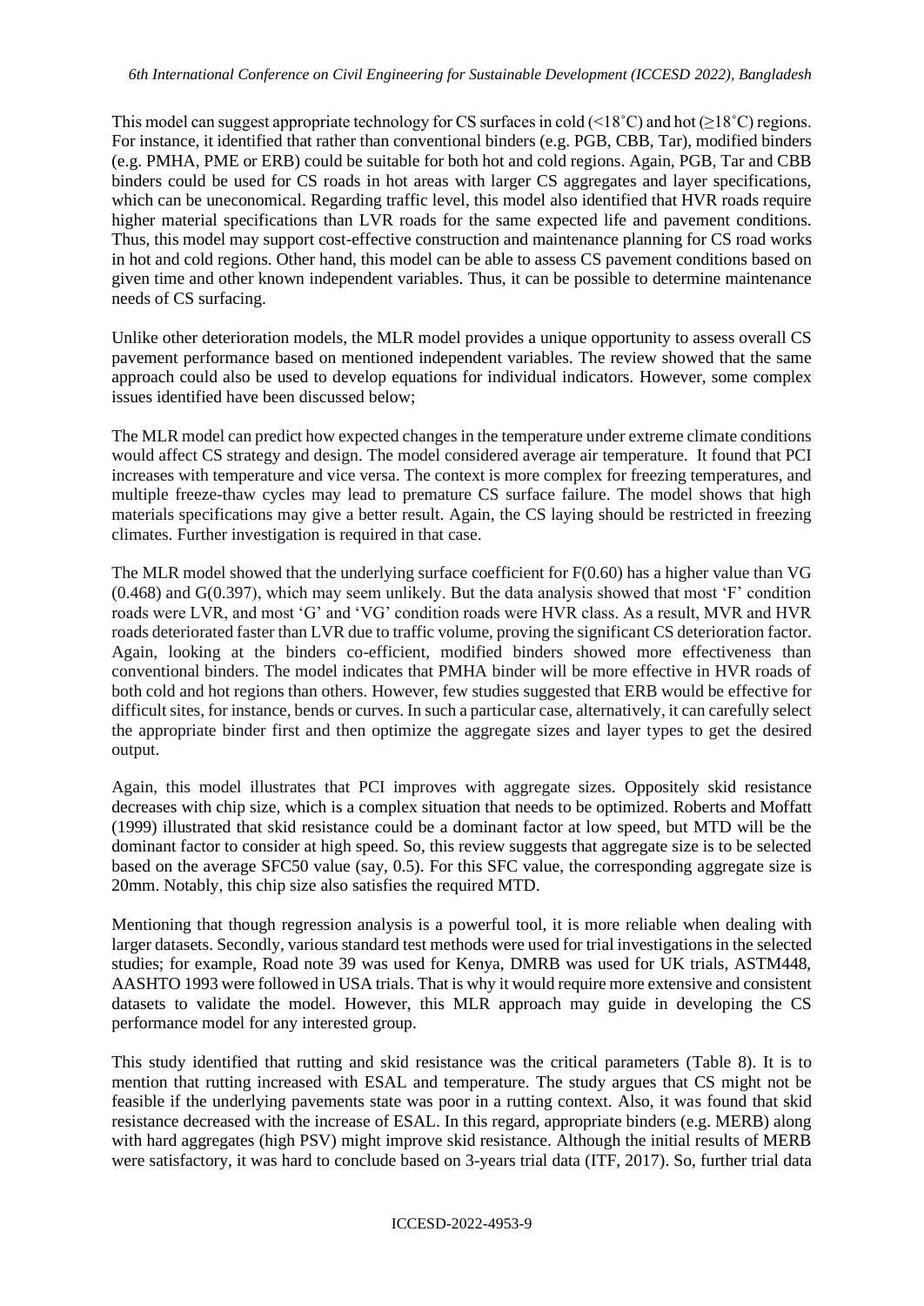This model can suggest appropriate technology for CS surfaces in cold (<18˚C) and hot (≥18˚C) regions. For instance, it identified that rather than conventional binders (e.g. PGB, CBB, Tar), modified binders (e.g. PMHA, PME or ERB) could be suitable for both hot and cold regions. Again, PGB, Tar and CBB binders could be used for CS roads in hot areas with larger CS aggregates and layer specifications, which can be uneconomical. Regarding traffic level, this model also identified that HVR roads require higher material specifications than LVR roads for the same expected life and pavement conditions. Thus, this model may support cost-effective construction and maintenance planning for CS road works in hot and cold regions. Other hand, this model can be able to assess CS pavement conditions based on given time and other known independent variables. Thus, it can be possible to determine maintenance needs of CS surfacing.

Unlike other deterioration models, the MLR model provides a unique opportunity to assess overall CS pavement performance based on mentioned independent variables. The review showed that the same approach could also be used to develop equations for individual indicators. However, some complex issues identified have been discussed below;

The MLR model can predict how expected changes in the temperature under extreme climate conditions would affect CS strategy and design. The model considered average air temperature. It found that PCI increases with temperature and vice versa. The context is more complex for freezing temperatures, and multiple freeze-thaw cycles may lead to premature CS surface failure. The model shows that high materials specifications may give a better result. Again, the CS laying should be restricted in freezing climates. Further investigation is required in that case.

The MLR model showed that the underlying surface coefficient for F(0.60) has a higher value than VG (0.468) and G(0.397), which may seem unlikely. But the data analysis showed that most 'F' condition roads were LVR, and most 'G' and 'VG' condition roads were HVR class. As a result, MVR and HVR roads deteriorated faster than LVR due to traffic volume, proving the significant CS deterioration factor. Again, looking at the binders co-efficient, modified binders showed more effectiveness than conventional binders. The model indicates that PMHA binder will be more effective in HVR roads of both cold and hot regions than others. However, few studies suggested that ERB would be effective for difficult sites, for instance, bends or curves. In such a particular case, alternatively, it can carefully select the appropriate binder first and then optimize the aggregate sizes and layer types to get the desired output.

Again, this model illustrates that PCI improves with aggregate sizes. Oppositely skid resistance decreases with chip size, which is a complex situation that needs to be optimized. Roberts and Moffatt (1999) illustrated that skid resistance could be a dominant factor at low speed, but MTD will be the dominant factor to consider at high speed. So, this review suggests that aggregate size is to be selected based on the average SFC50 value (say, 0.5). For this SFC value, the corresponding aggregate size is 20mm. Notably, this chip size also satisfies the required MTD.

Mentioning that though regression analysis is a powerful tool, it is more reliable when dealing with larger datasets. Secondly, various standard test methods were used for trial investigations in the selected studies; for example, Road note 39 was used for Kenya, DMRB was used for UK trials, ASTM448, AASHTO 1993 were followed in USA trials. That is why it would require more extensive and consistent datasets to validate the model. However, this MLR approach may guide in developing the CS performance model for any interested group.

This study identified that rutting and skid resistance was the critical parameters (Table 8). It is to mention that rutting increased with ESAL and temperature. The study argues that CS might not be feasible if the underlying pavements state was poor in a rutting context. Also, it was found that skid resistance decreased with the increase of ESAL. In this regard, appropriate binders (e.g. MERB) along with hard aggregates (high PSV) might improve skid resistance. Although the initial results of MERB were satisfactory, it was hard to conclude based on 3-years trial data (ITF, 2017). So, further trial data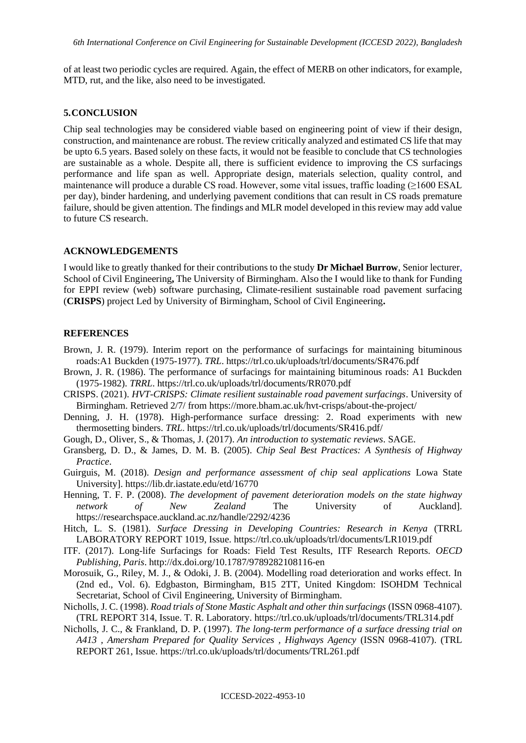of at least two periodic cycles are required. Again, the effect of MERB on other indicators, for example, MTD, rut, and the like, also need to be investigated.

## 5. CONCLUSION

Chip seal technologies may be considered viable based on engineering point of view if their design, construction, and maintenance are robust. The review critically analyzed and estimated CS life that may be upto 6.5 years. Based solely on these facts, it would not be feasible to conclude that CS technologies are sustainable as a whole. Despite all, there is sufficient evidence to improving the CS surfacings performance and life span as well. Appropriate design, materials selection, quality control, and maintenance will produce a durable CS road. However, some vital issues, traffic loading (≥1600 ESAL per day), binder hardening, and underlying pavement conditions that can result in CS roads premature failure, should be given attention. The findings and MLR model developed in this review may add value to future CS research.

## ACKNOWLEDGEMENTS

I would like to greatly thanked for their contributions to the study **Dr Michael Burrow**, Senior lecturer, School of Civil Engineering**,** The University of Birmingham. Also the I would like to thank for Funding for EPPI review (web) software purchasing, Climate-resilient sustainable road pavement surfacing (**CRISPS**) project Led by University of Birmingham, School of Civil Engineering**.**

## REFERENCES

Brown, J. R. (1979). Interim report on the performance of surfacings for maintaining bituminous roads:A1 Buckden (1975-1977). *TRL*. https://trl.co.uk/uploads/trl/documents/SR476.pdf

Brown, J. R. (1986). The performance of surfacings for maintaining bituminous roads: A1 Buckden (1975-1982). *TRRL*. https://trl.co.uk/uploads/trl/documents/RR070.pdf

CRISPS. (2021). *HVT-CRISPS: Climate resilient sustainable road pavement surfacings*. University of Birmingham. Retrieved 2/7/ from https://more.bham.ac.uk/hvt-crisps/about-the-project/

Denning, J. H. (1978). High-performance surface dressing: 2. Road experiments with new thermosetting binders. *TRL*. https://trl.co.uk/uploads/trl/documents/SR416.pdf/

Gough, D., Oliver, S., & Thomas, J. (2017). *An introduction to systematic reviews*. SAGE.

Gransberg, D. D., & James, D. M. B. (2005). *Chip Seal Best Practices: A Synthesis of Highway Practice*.

Guirguis, M. (2018). *Design and performance assessment of chip seal applications* Lowa State University]. https://lib.dr.iastate.edu/etd/16770

Henning, T. F. P. (2008). *The development of pavement deterioration models on the state highway network of New Zealand* The University of Auckland]. https://researchspace.auckland.ac.nz/handle/2292/4236

Hitch, L. S. (1981). *Surface Dressing in Developing Countries: Research in Kenya* (TRRL LABORATORY REPORT 1019, Issue. https://trl.co.uk/uploads/trl/documents/LR1019.pdf

ITF. (2017). Long-life Surfacings for Roads: Field Test Results, ITF Research Reports. *OECD Publishing, Paris*. http://dx.doi.org/10.1787/9789282108116-en

Morosuik, G., Riley, M. J., & Odoki, J. B. (2004). Modelling road deterioration and works effect. In (2nd ed., Vol. 6). Edgbaston, Birmingham, B15 2TT, United Kingdom: ISOHDM Technical Secretariat, School of Civil Engineering, University of Birmingham.

Nicholls, J. C. (1998). *Road trials of Stone Mastic Asphalt and other thin surfacings* (ISSN 0968-4107). (TRL REPORT 314, Issue. T. R. Laboratory. https://trl.co.uk/uploads/trl/documents/TRL314.pdf

Nicholls, J. C., & Frankland, D. P. (1997). *The long-term performance of a surface dressing trial on A413 , Amersham Prepared for Quality Services , Highways Agency* (ISSN 0968-4107). (TRL REPORT 261, Issue. https://trl.co.uk/uploads/trl/documents/TRL261.pdf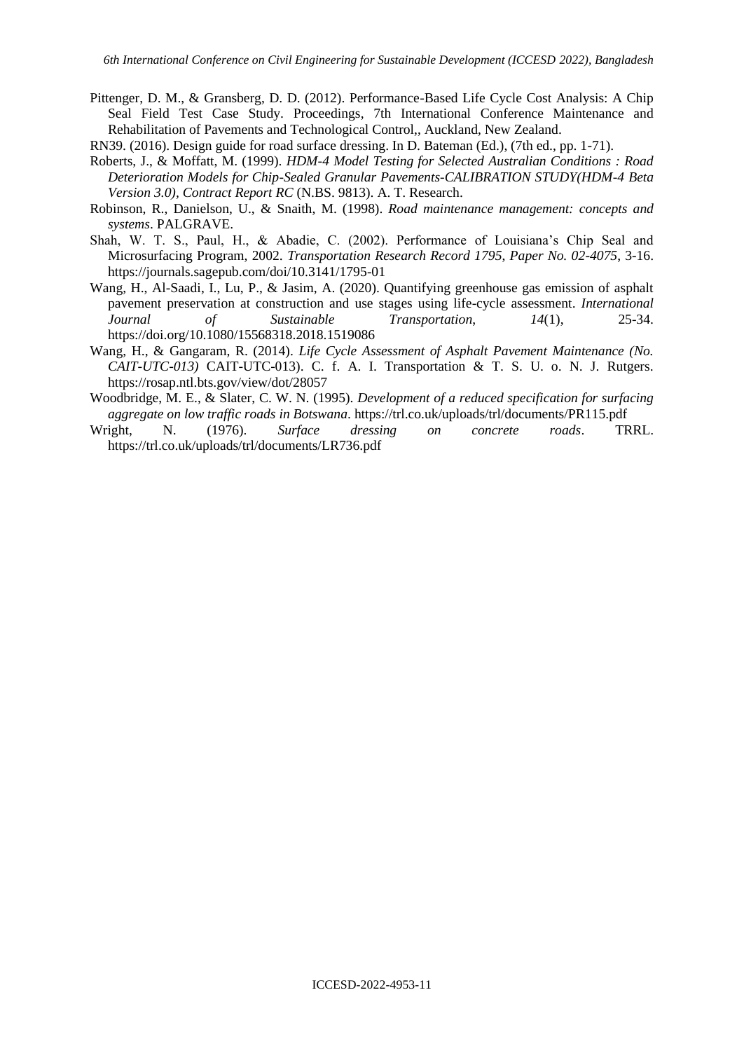Pittenger, D. M., & Gransberg, D. D. (2012). Performance-Based Life Cycle Cost Analysis: A Chip Seal Field Test Case Study. Proceedings, 7th International Conference Maintenance and Rehabilitation of Pavements and Technological Control,, Auckland, New Zealand.

RN39. (2016). Design guide for road surface dressing. In D. Bateman (Ed.), (7th ed., pp. 1-71).

Roberts, J., & Moffatt, M. (1999). *HDM-4 Model Testing for Selected Australian Conditions : Road Deterioration Models for Chip-Sealed Granular Pavements-CALIBRATION STUDY(HDM-4 Beta Version 3.0), Contract Report RC* (N.BS. 9813). A. T. Research.

Robinson, R., Danielson, U., & Snaith, M. (1998). *Road maintenance management: concepts and systems*. PALGRAVE.

Shah, W. T. S., Paul, H., & Abadie, C. (2002). Performance of Louisiana's Chip Seal and Microsurfacing Program, 2002. *Transportation Research Record 1795*, *Paper No. 02-4075*, 3-16. https://journals.sagepub.com/doi/10.3141/1795-01

Wang, H., Al-Saadi, I., Lu, P., & Jasim, A. (2020). Quantifying greenhouse gas emission of asphalt pavement preservation at construction and use stages using life-cycle assessment. *International Journal of Sustainable Transportation*, *14*(1), 25-34. https://doi.org/10.1080/15568318.2018.1519086

Wang, H., & Gangaram, R. (2014). *Life Cycle Assessment of Asphalt Pavement Maintenance (No. CAIT-UTC-013)* CAIT-UTC-013). C. f. A. I. Transportation & T. S. U. o. N. J. Rutgers. https://rosap.ntl.bts.gov/view/dot/28057

Woodbridge, M. E., & Slater, C. W. N. (1995). *Development of a reduced specification for surfacing aggregate on low traffic roads in Botswana*. https://trl.co.uk/uploads/trl/documents/PR115.pdf

Wright, N. (1976). *Surface dressing on concrete roads*. TRRL. https://trl.co.uk/uploads/trl/documents/LR736.pdf